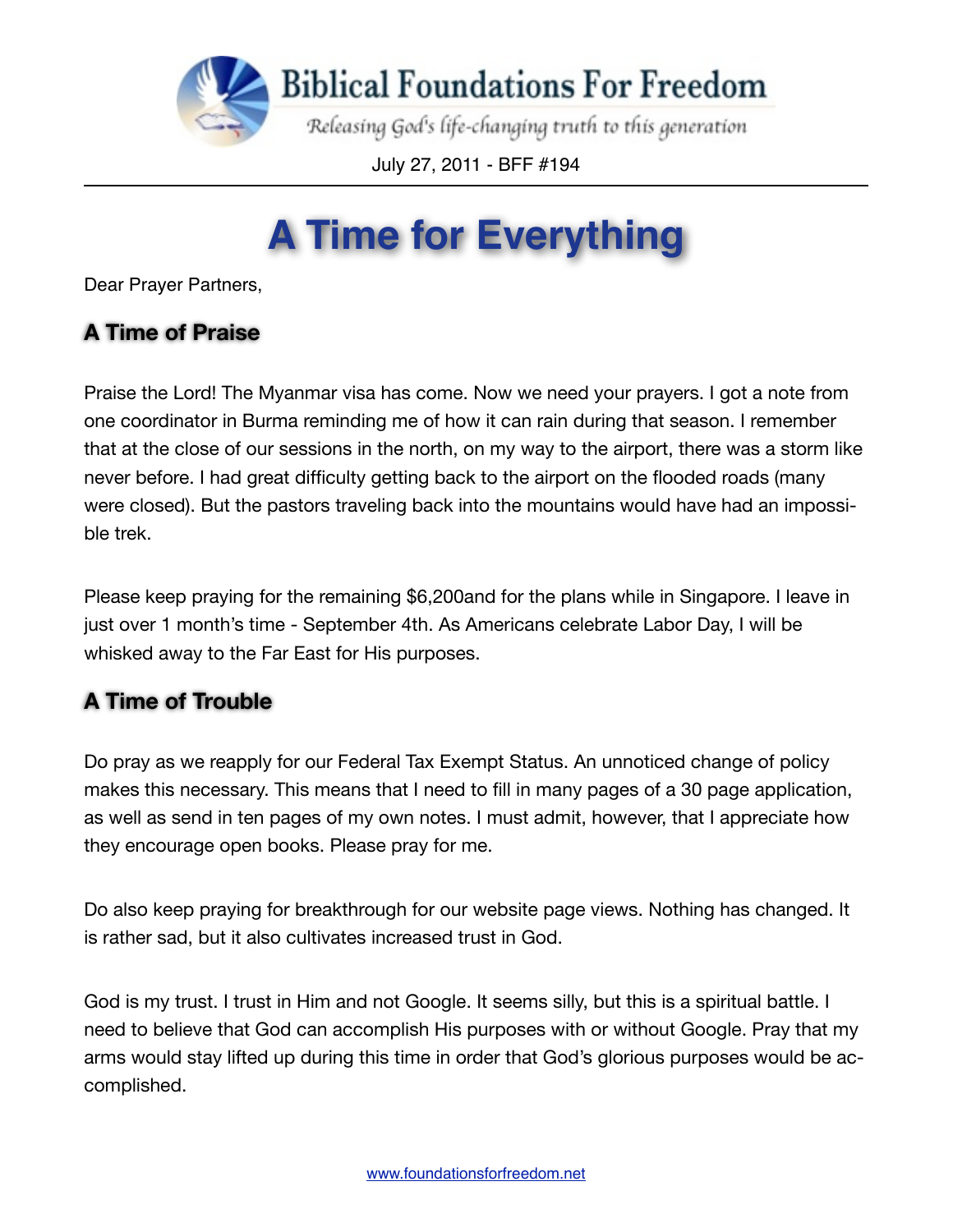Biblical Foundations For Freedom

*Releasing God's life-changing truth to this generation*

July 27, 2011 - BFF #194

# A Time for Everything

Dear Prayer Partners,

### A Time of Praise

Praise the Lord! The Myanmar visa has come. Now we need your prayers. I got a note from one coordinator in Burma reminding me of how it can rain during that season. I remember that at the close of our sessions in the north, on my way to the airport, there was a storm like never before. I had great difficulty getting back to the airport on the flooded roads (many were closed). But the pastors traveling back into the mountains would have had an impossible trek.

Please keep praying for the remaining $6,200and for the plans while in Singapore. I leave in just over 1 month's time - September 4th. As Americans celebrate Labor Day, I will be whisked away to the Far East for His purposes.

### A Time of Trouble

Do pray as we reapply for our Federal Tax Exempt Status. An unnoticed change of policy makes this necessary. This means that I need to fill in many pages of a 30 page application, as well as send in ten pages of my own notes. I must admit, however, that I appreciate how they encourage open books. Please pray for me.

Do also keep praying for breakthrough for our website page views. Nothing has changed. It is rather sad, but it also cultivates increased trust in God.

God is my trust. I trust in Him and not Google. It seems silly, but this is a spiritual battle. I need to believe that God can accomplish His purposes with or without Google. Pray that my arms would stay lifted up during this time in order that God's glorious purposes would be accomplished.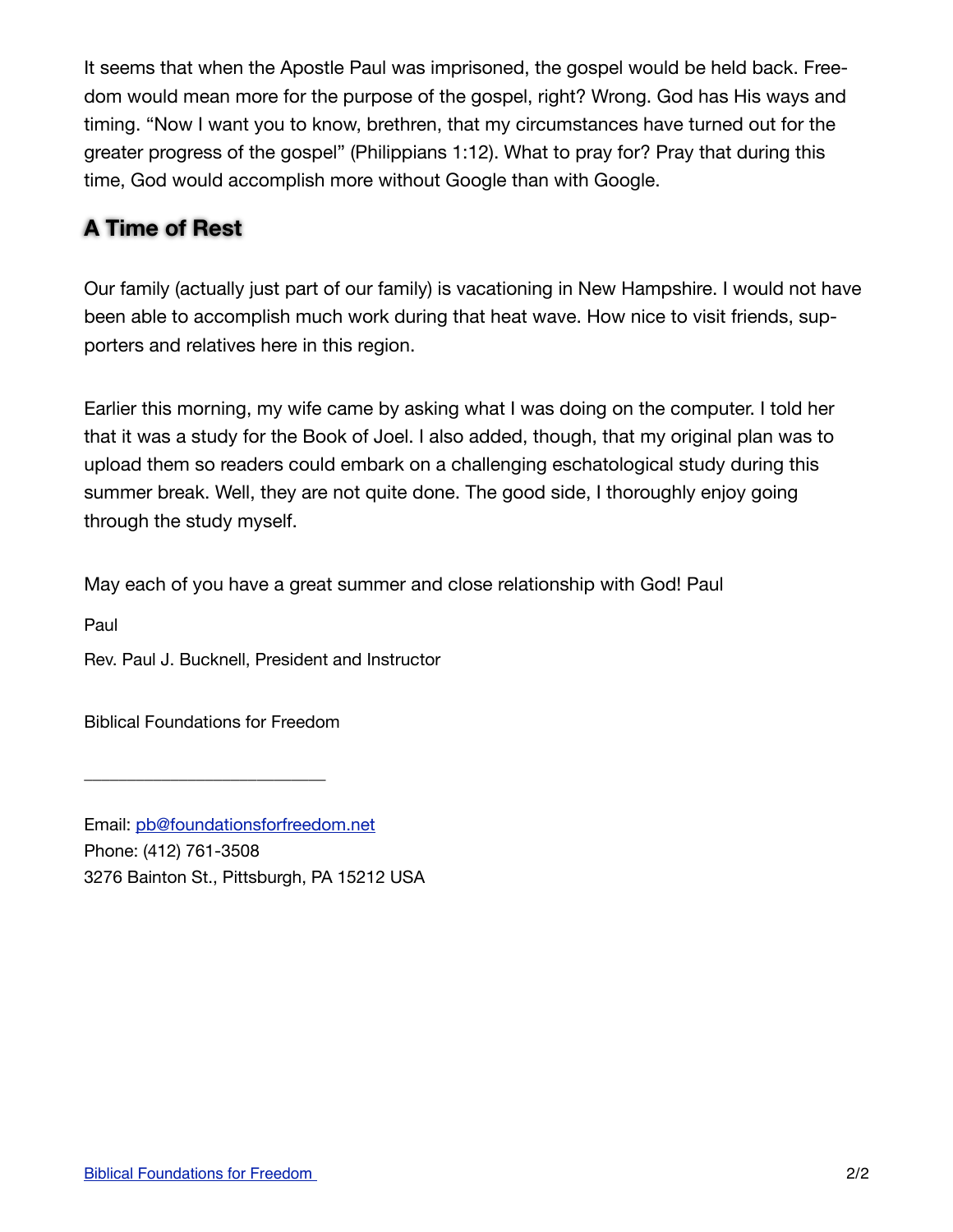It seems that when the Apostle Paul was imprisoned, the gospel would be held back. Freedom would mean more for the purpose of the gospel, right? Wrong. God has His ways and timing. “Now I want you to know, brethren, that my circumstances have turned out for the greater progress of the gospel” (Philippians 1:12). What to pray for? Pray that during this time, God would accomplish more without Google than with Google.

## A Time of Rest

Our family (actually just part of our family) is vacationing in New Hampshire. I would not have been able to accomplish much work during that heat wave. How nice to visit friends, supporters and relatives here in this region.

Earlier this morning, my wife came by asking what I was doing on the computer. I told her that it was a study for the Book of Joel. I also added, though, that my original plan was to upload them so readers could embark on a challenging eschatological study during this summer break. Well, they are not quite done. The good side, I thoroughly enjoy going through the study myself.

May each of you have a great summer and close relationship with God! Paul

Paul

Rev. Paul J. Bucknell, President and Instructor

Biblical Foundations for Freedom

---

Email: [pb@foundationsforfreedom.net](mailto:pb@foundationsforfreedom.net)
Phone: (412) 761-3508
3276 Bainton St., Pittsburgh, PA 15212 USA